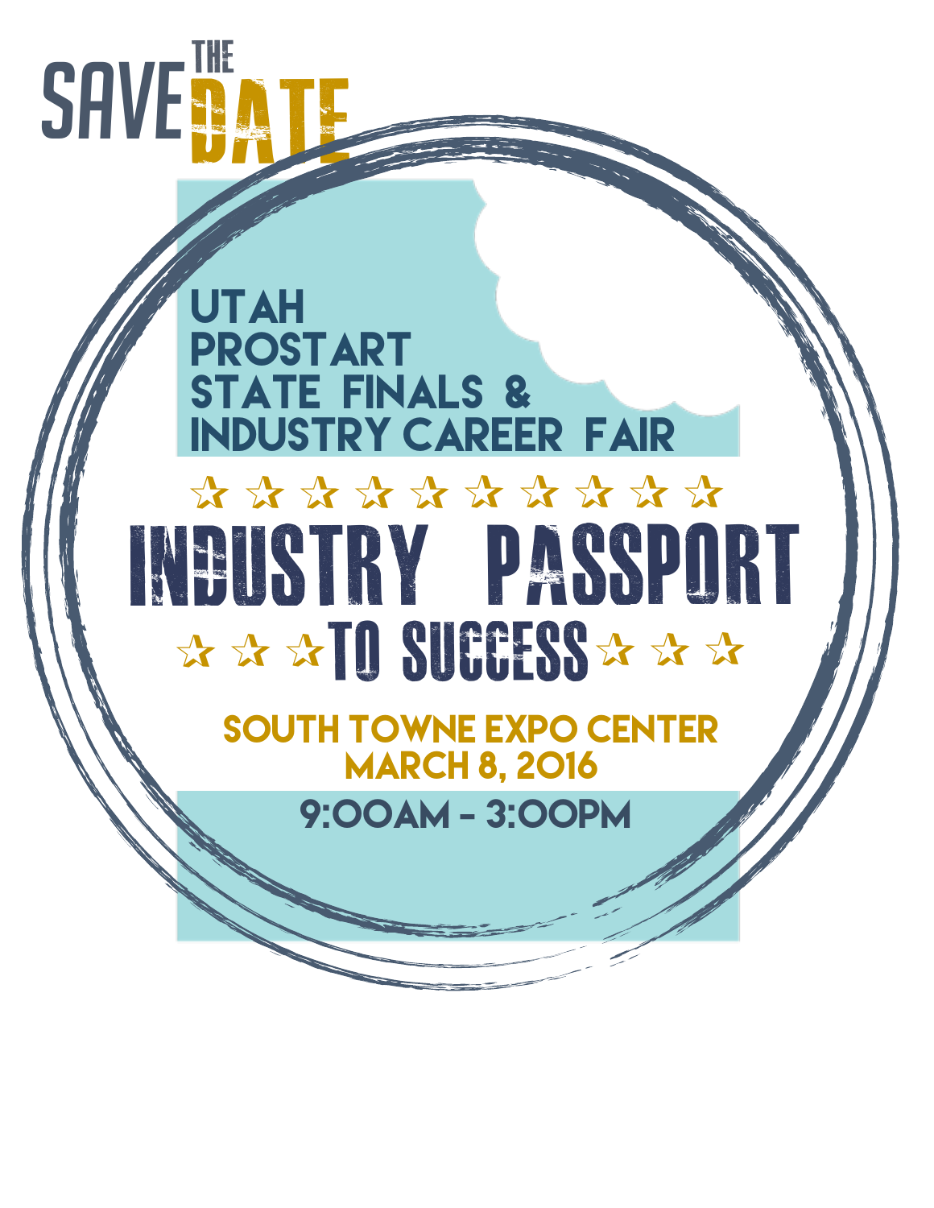# SAVE THE DATE

## UTAH PROSTART STATE FINALS & INDUSTRY CAREER FAIR

☆ ☆ ☆ ☆ ☆ ☆ ☆ ☆ ☆ ☆

# INDUSTRY PASSPORT

☆ ☆ ☆ **TO SUCCESS** ☆ ☆ ☆

**SOUTH TOWNE EXPO CENTER**
**MARCH 8, 2016**

**9:00AM - 3:00PM**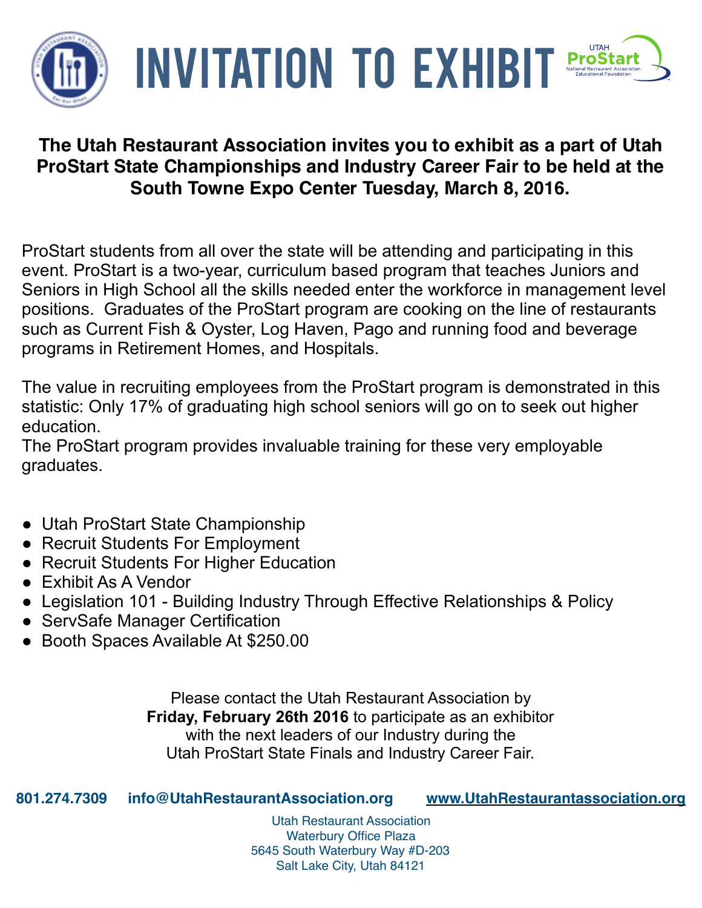# INVITATION TO EXHIBIT

**The Utah Restaurant Association invites you to exhibit as a part of Utah ProStart State Championships and Industry Career Fair to be held at the South Towne Expo Center Tuesday, March 8, 2016.**

ProStart students from all over the state will be attending and participating in this event. ProStart is a two-year, curriculum based program that teaches Juniors and Seniors in High School all the skills needed enter the workforce in management level positions. Graduates of the ProStart program are cooking on the line of restaurants such as Current Fish & Oyster, Log Haven, Pago and running food and beverage programs in Retirement Homes, and Hospitals.

The value in recruiting employees from the ProStart program is demonstrated in this statistic: Only 17% of graduating high school seniors will go on to seek out higher education.
The ProStart program provides invaluable training for these very employable graduates.

- Utah ProStart State Championship
- Recruit Students For Employment
- Recruit Students For Higher Education
- Exhibit As A Vendor
- Legislation 101 - Building Industry Through Effective Relationships & Policy
- ServSafe Manager Certification
- Booth Spaces Available At $250.00

Please contact the Utah Restaurant Association by **Friday, February 26th 2016** to participate as an exhibitor with the next leaders of our Industry during the Utah ProStart State Finals and Industry Career Fair.

**801.274.7309** **info@UtahRestaurantAssociation.org** **www.UtahRestaurantassociation.org**

Utah Restaurant Association
Waterbury Office Plaza
5645 South Waterbury Way #D-203
Salt Lake City, Utah 84121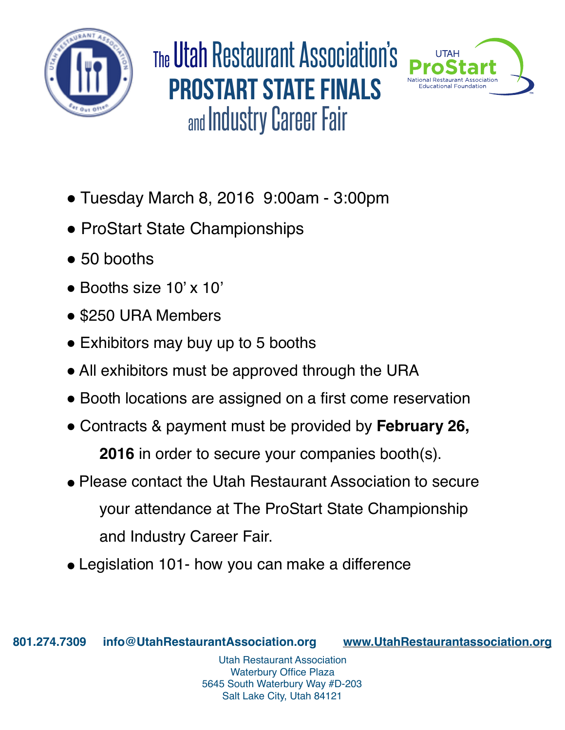# The Utah Restaurant Association's PROSTART STATE FINALS and Industry Career Fair

UTAH ProStart
National Restaurant Association Educational Foundation

- Tuesday March 8, 2016 9:00am - 3:00pm
- ProStart State Championships
- 50 booths
- Booths size 10' x 10'
- $250 URA Members
- Exhibitors may buy up to 5 booths
- All exhibitors must be approved through the URA
- Booth locations are assigned on a first come reservation
- Contracts & payment must be provided by **February 26, 2016** in order to secure your companies booth(s).
- Please contact the Utah Restaurant Association to secure your attendance at The ProStart State Championship and Industry Career Fair.
- Legislation 101- how you can make a difference

**801.274.7309** **info@UtahRestaurantAssociation.org** **www.UtahRestaurantassociation.org**

Utah Restaurant Association
Waterbury Office Plaza
5645 South Waterbury Way #D-203
Salt Lake City, Utah 84121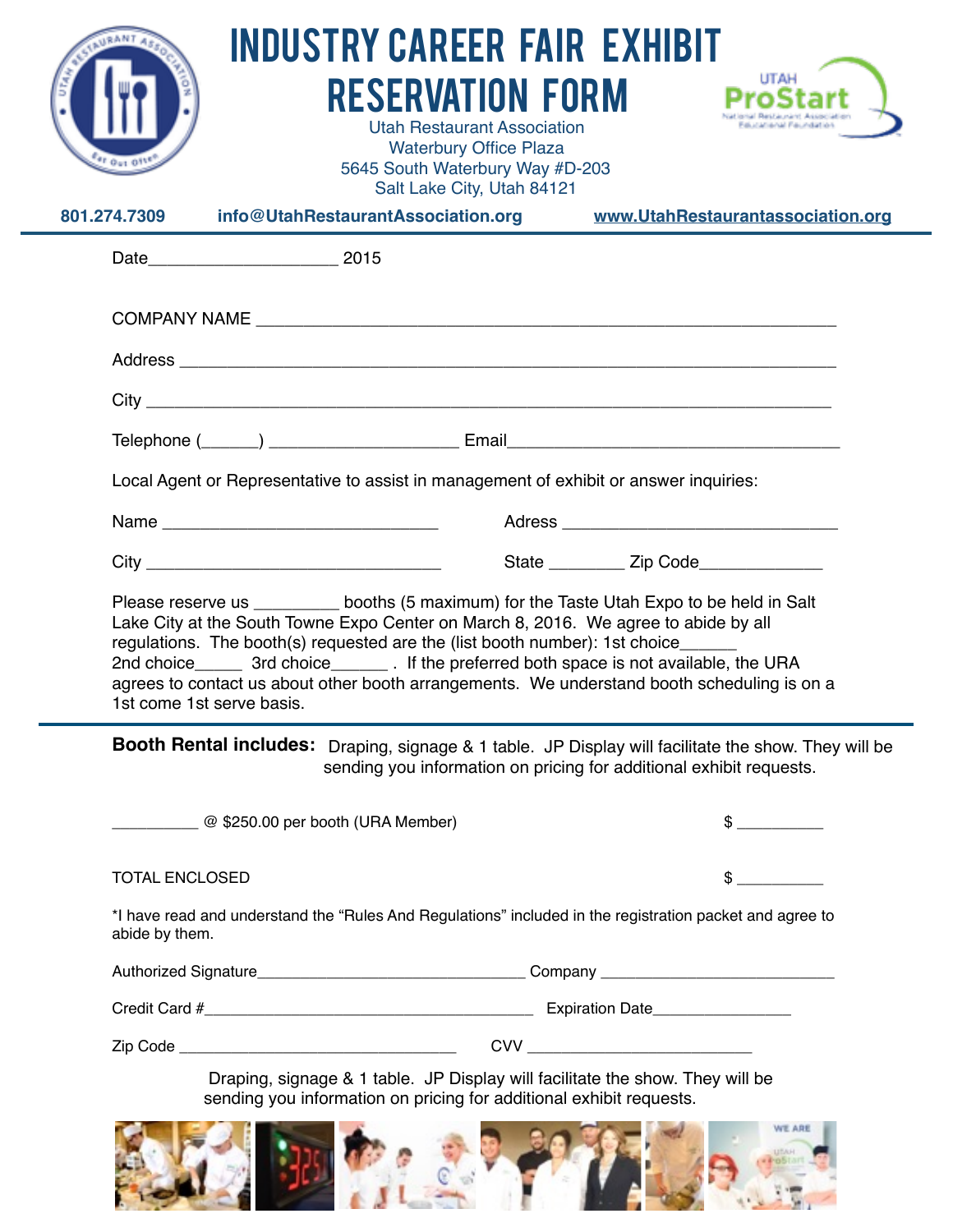# INDUSTRY CAREER FAIR EXHIBIT RESERVATION FORM

Utah Restaurant Association
Waterbury Office Plaza
5645 South Waterbury Way #D-203
Salt Lake City, Utah 84121

**801.274.7309** **info@UtahRestaurantAssociation.org** **www.UtahRestaurantassociation.org**

---

Date____________________ 2015

COMPANY NAME ____________________________________________________________

Address _________________________________________________________________

City ____________________________________________________________________

Telephone (______) ____________________ Email_____________________________________

Local Agent or Representative to assist in management of exhibit or answer inquiries:

Name ______________________________ Adress ______________________________

City ________________________________ State ________ Zip Code_____________

Please reserve us _________ booths (5 maximum) for the Taste Utah Expo to be held in Salt Lake City at the South Towne Expo Center on March 8, 2016. We agree to abide by all regulations. The booth(s) requested are the (list booth number): 1st choice______ 2nd choice_____ 3rd choice______ . If the preferred both space is not available, the URA agrees to contact us about other booth arrangements. We understand booth scheduling is on a 1st come 1st serve basis.

---

**Booth Rental includes:** Draping, signage & 1 table. JP Display will facilitate the show. They will be sending you information on pricing for additional exhibit requests.

__________ @ $250.00 per booth (URA Member) $ __________

TOTAL ENCLOSED $ __________

*I have read and understand the "Rules And Regulations" included in the registration packet and agree to abide by them.

Authorized Signature_______________________________ Company ___________________________

Credit Card #_______________________________________ Expiration Date________________

Zip Code ________________________________ CVV __________________________

Draping, signage & 1 table. JP Display will facilitate the show. They will be sending you information on pricing for additional exhibit requests.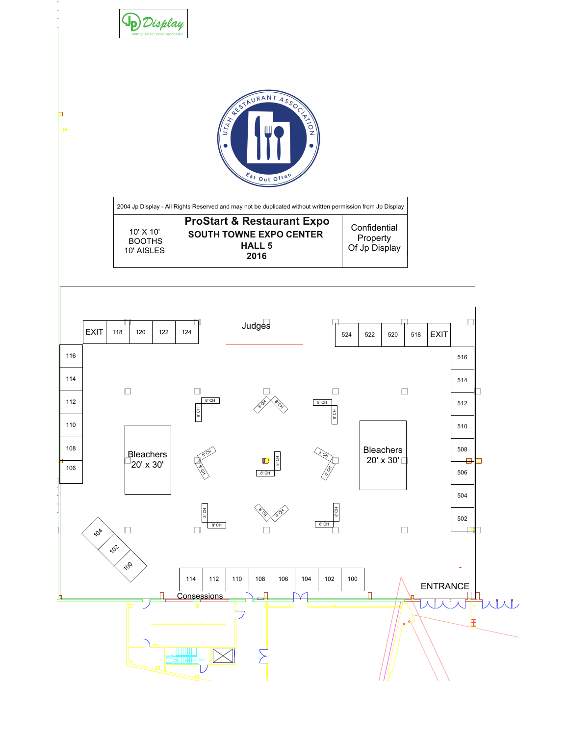Jp Display
*Making Trade Shows Successful*

UTAH RESTAURANT ASSOCIATION
Eat Out Often

| 2004 Jp Display - All Rights Reserved and may not be duplicated without written permission from Jp Display | | |
|---|---|---|
| 10' X 10' BOOTHS 10' AISLES | **ProStart & Restaurant Expo** **SOUTH TOWNE EXPO CENTER** **HALL 5** **2016** | Confidential Property Of Jp Display |

EXIT 118 120 122 124

Judges

524 522 520 518 EXIT

116
114
112
110
108
106

516
514
512
510
508
506
504
502

Bleachers 20' x 30'

Bleachers 20' x 30'

8' CH

104
102
100

114 112 110 108 106 104 102 100

ENTRANCE

Consessions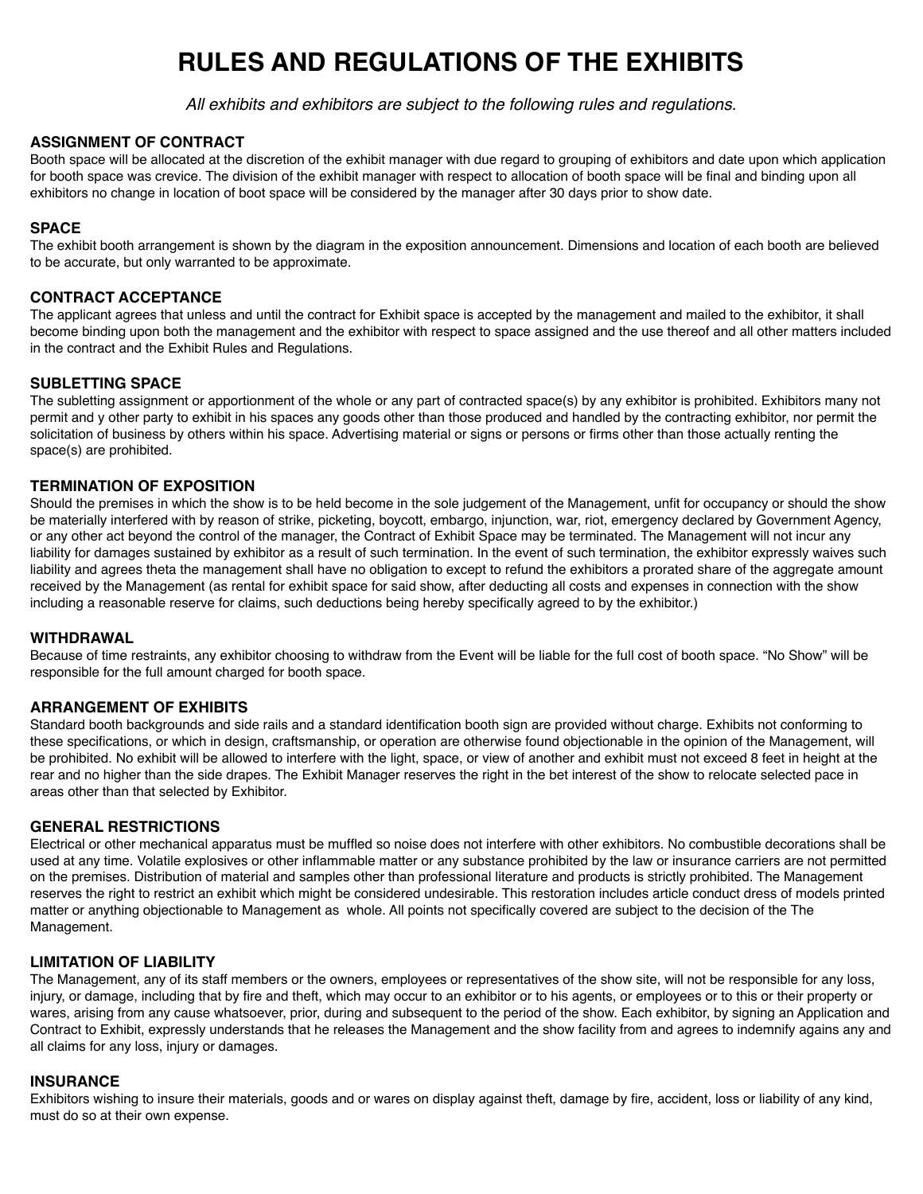# RULES AND REGULATIONS OF THE EXHIBITS

*All exhibits and exhibitors are subject to the following rules and regulations.*

### ASSIGNMENT OF CONTRACT

Booth space will be allocated at the discretion of the exhibit manager with due regard to grouping of exhibitors and date upon which application for booth space was crevice. The division of the exhibit manager with respect to allocation of booth space will be final and binding upon all exhibitors no change in location of boot space will be considered by the manager after 30 days prior to show date.

### SPACE

The exhibit booth arrangement is shown by the diagram in the exposition announcement. Dimensions and location of each booth are believed to be accurate, but only warranted to be approximate.

### CONTRACT ACCEPTANCE

The applicant agrees that unless and until the contract for Exhibit space is accepted by the management and mailed to the exhibitor, it shall become binding upon both the management and the exhibitor with respect to space assigned and the use thereof and all other matters included in the contract and the Exhibit Rules and Regulations.

### SUBLETTING SPACE

The subletting assignment or apportionment of the whole or any part of contracted space(s) by any exhibitor is prohibited. Exhibitors many not permit and y other party to exhibit in his spaces any goods other than those produced and handled by the contracting exhibitor, nor permit the solicitation of business by others within his space. Advertising material or signs or persons or firms other than those actually renting the space(s) are prohibited.

### TERMINATION OF EXPOSITION

Should the premises in which the show is to be held become in the sole judgement of the Management, unfit for occupancy or should the show be materially interfered with by reason of strike, picketing, boycott, embargo, injunction, war, riot, emergency declared by Government Agency, or any other act beyond the control of the manager, the Contract of Exhibit Space may be terminated. The Management will not incur any liability for damages sustained by exhibitor as a result of such termination. In the event of such termination, the exhibitor expressly waives such liability and agrees theta the management shall have no obligation to except to refund the exhibitors a prorated share of the aggregate amount received by the Management (as rental for exhibit space for said show, after deducting all costs and expenses in connection with the show including a reasonable reserve for claims, such deductions being hereby specifically agreed to by the exhibitor.)

### WITHDRAWAL

Because of time restraints, any exhibitor choosing to withdraw from the Event will be liable for the full cost of booth space. "No Show" will be responsible for the full amount charged for booth space.

### ARRANGEMENT OF EXHIBITS

Standard booth backgrounds and side rails and a standard identification booth sign are provided without charge. Exhibits not conforming to these specifications, or which in design, craftsmanship, or operation are otherwise found objectionable in the opinion of the Management, will be prohibited. No exhibit will be allowed to interfere with the light, space, or view of another and exhibit must not exceed 8 feet in height at the rear and no higher than the side drapes. The Exhibit Manager reserves the right in the bet interest of the show to relocate selected pace in areas other than that selected by Exhibitor.

### GENERAL RESTRICTIONS

Electrical or other mechanical apparatus must be muffled so noise does not interfere with other exhibitors. No combustible decorations shall be used at any time. Volatile explosives or other inflammable matter or any substance prohibited by the law or insurance carriers are not permitted on the premises. Distribution of material and samples other than professional literature and products is strictly prohibited. The Management reserves the right to restrict an exhibit which might be considered undesirable. This restoration includes article conduct dress of models printed matter or anything objectionable to Management as whole. All points not specifically covered are subject to the decision of the The Management.

### LIMITATION OF LIABILITY

The Management, any of its staff members or the owners, employees or representatives of the show site, will not be responsible for any loss, injury, or damage, including that by fire and theft, which may occur to an exhibitor or to his agents, or employees or to this or their property or wares, arising from any cause whatsoever, prior, during and subsequent to the period of the show. Each exhibitor, by signing an Application and Contract to Exhibit, expressly understands that he releases the Management and the show facility from and agrees to indemnify agains any and all claims for any loss, injury or damages.

### INSURANCE

Exhibitors wishing to insure their materials, goods and or wares on display against theft, damage by fire, accident, loss or liability of any kind, must do so at their own expense.